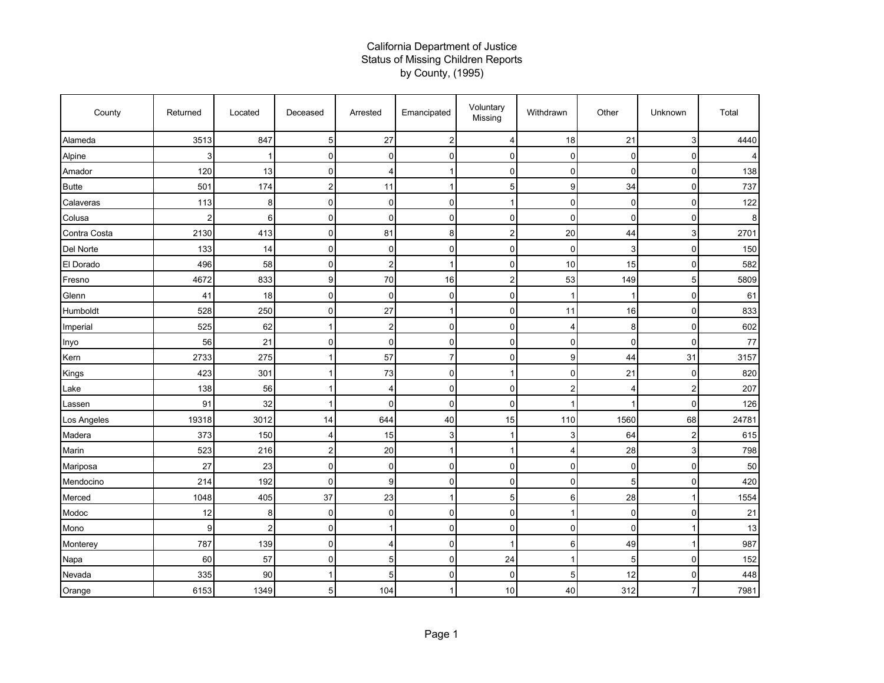California Department of Justice
Status of Missing Children Reports
by County, (1995)

| County | Returned | Located | Deceased | Arrested | Emancipated | Voluntary Missing | Withdrawn | Other | Unknown | Total |
|---|---|---|---|---|---|---|---|---|---|---|
| Alameda | 3513 | 847 | 5 | 27 | 2 | 4 | 18 | 21 | 3 | 4440 |
| Alpine | 3 | 1 | 0 | 0 | 0 | 0 | 0 | 0 | 0 | 4 |
| Amador | 120 | 13 | 0 | 4 | 1 | 0 | 0 | 0 | 0 | 138 |
| Butte | 501 | 174 | 2 | 11 | 1 | 5 | 9 | 34 | 0 | 737 |
| Calaveras | 113 | 8 | 0 | 0 | 0 | 1 | 0 | 0 | 0 | 122 |
| Colusa | 2 | 6 | 0 | 0 | 0 | 0 | 0 | 0 | 0 | 8 |
| Contra Costa | 2130 | 413 | 0 | 81 | 8 | 2 | 20 | 44 | 3 | 2701 |
| Del Norte | 133 | 14 | 0 | 0 | 0 | 0 | 0 | 3 | 0 | 150 |
| El Dorado | 496 | 58 | 0 | 2 | 1 | 0 | 10 | 15 | 0 | 582 |
| Fresno | 4672 | 833 | 9 | 70 | 16 | 2 | 53 | 149 | 5 | 5809 |
| Glenn | 41 | 18 | 0 | 0 | 0 | 0 | 1 | 1 | 0 | 61 |
| Humboldt | 528 | 250 | 0 | 27 | 1 | 0 | 11 | 16 | 0 | 833 |
| Imperial | 525 | 62 | 1 | 2 | 0 | 0 | 4 | 8 | 0 | 602 |
| Inyo | 56 | 21 | 0 | 0 | 0 | 0 | 0 | 0 | 0 | 77 |
| Kern | 2733 | 275 | 1 | 57 | 7 | 0 | 9 | 44 | 31 | 3157 |
| Kings | 423 | 301 | 1 | 73 | 0 | 1 | 0 | 21 | 0 | 820 |
| Lake | 138 | 56 | 1 | 4 | 0 | 0 | 2 | 4 | 2 | 207 |
| Lassen | 91 | 32 | 1 | 0 | 0 | 0 | 1 | 1 | 0 | 126 |
| Los Angeles | 19318 | 3012 | 14 | 644 | 40 | 15 | 110 | 1560 | 68 | 24781 |
| Madera | 373 | 150 | 4 | 15 | 3 | 1 | 3 | 64 | 2 | 615 |
| Marin | 523 | 216 | 2 | 20 | 1 | 1 | 4 | 28 | 3 | 798 |
| Mariposa | 27 | 23 | 0 | 0 | 0 | 0 | 0 | 0 | 0 | 50 |
| Mendocino | 214 | 192 | 0 | 9 | 0 | 0 | 0 | 5 | 0 | 420 |
| Merced | 1048 | 405 | 37 | 23 | 1 | 5 | 6 | 28 | 1 | 1554 |
| Modoc | 12 | 8 | 0 | 0 | 0 | 0 | 1 | 0 | 0 | 21 |
| Mono | 9 | 2 | 0 | 1 | 0 | 0 | 0 | 0 | 1 | 13 |
| Monterey | 787 | 139 | 0 | 4 | 0 | 1 | 6 | 49 | 1 | 987 |
| Napa | 60 | 57 | 0 | 5 | 0 | 24 | 1 | 5 | 0 | 152 |
| Nevada | 335 | 90 | 1 | 5 | 0 | 0 | 5 | 12 | 0 | 448 |
| Orange | 6153 | 1349 | 5 | 104 | 1 | 10 | 40 | 312 | 7 | 7981 |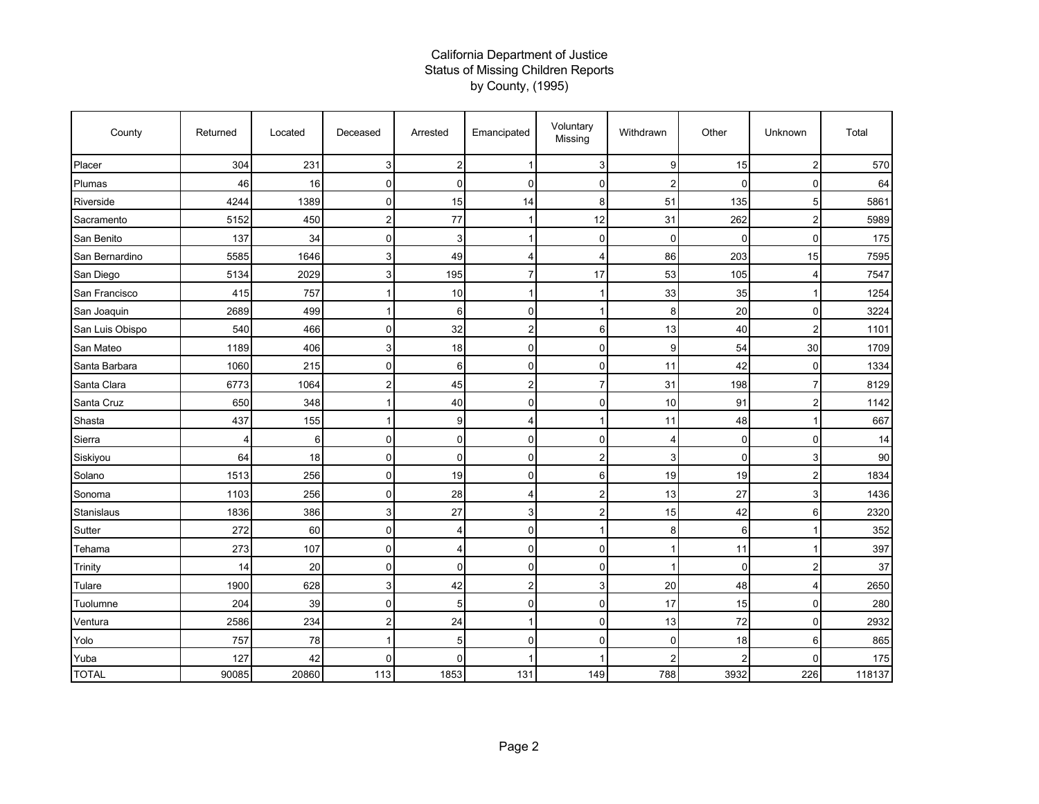California Department of Justice
Status of Missing Children Reports
by County, (1995)

| County | Returned | Located | Deceased | Arrested | Emancipated | Voluntary Missing | Withdrawn | Other | Unknown | Total |
|---|---|---|---|---|---|---|---|---|---|---|
| Placer | 304 | 231 | 3 | 2 | 1 | 3 | 9 | 15 | 2 | 570 |
| Plumas | 46 | 16 | 0 | 0 | 0 | 0 | 2 | 0 | 0 | 64 |
| Riverside | 4244 | 1389 | 0 | 15 | 14 | 8 | 51 | 135 | 5 | 5861 |
| Sacramento | 5152 | 450 | 2 | 77 | 1 | 12 | 31 | 262 | 2 | 5989 |
| San Benito | 137 | 34 | 0 | 3 | 1 | 0 | 0 | 0 | 0 | 175 |
| San Bernardino | 5585 | 1646 | 3 | 49 | 4 | 4 | 86 | 203 | 15 | 7595 |
| San Diego | 5134 | 2029 | 3 | 195 | 7 | 17 | 53 | 105 | 4 | 7547 |
| San Francisco | 415 | 757 | 1 | 10 | 1 | 1 | 33 | 35 | 1 | 1254 |
| San Joaquin | 2689 | 499 | 1 | 6 | 0 | 1 | 8 | 20 | 0 | 3224 |
| San Luis Obispo | 540 | 466 | 0 | 32 | 2 | 6 | 13 | 40 | 2 | 1101 |
| San Mateo | 1189 | 406 | 3 | 18 | 0 | 0 | 9 | 54 | 30 | 1709 |
| Santa Barbara | 1060 | 215 | 0 | 6 | 0 | 0 | 11 | 42 | 0 | 1334 |
| Santa Clara | 6773 | 1064 | 2 | 45 | 2 | 7 | 31 | 198 | 7 | 8129 |
| Santa Cruz | 650 | 348 | 1 | 40 | 0 | 0 | 10 | 91 | 2 | 1142 |
| Shasta | 437 | 155 | 1 | 9 | 4 | 1 | 11 | 48 | 1 | 667 |
| Sierra | 4 | 6 | 0 | 0 | 0 | 0 | 4 | 0 | 0 | 14 |
| Siskiyou | 64 | 18 | 0 | 0 | 0 | 2 | 3 | 0 | 3 | 90 |
| Solano | 1513 | 256 | 0 | 19 | 0 | 6 | 19 | 19 | 2 | 1834 |
| Sonoma | 1103 | 256 | 0 | 28 | 4 | 2 | 13 | 27 | 3 | 1436 |
| Stanislaus | 1836 | 386 | 3 | 27 | 3 | 2 | 15 | 42 | 6 | 2320 |
| Sutter | 272 | 60 | 0 | 4 | 0 | 1 | 8 | 6 | 1 | 352 |
| Tehama | 273 | 107 | 0 | 4 | 0 | 0 | 1 | 11 | 1 | 397 |
| Trinity | 14 | 20 | 0 | 0 | 0 | 0 | 1 | 0 | 2 | 37 |
| Tulare | 1900 | 628 | 3 | 42 | 2 | 3 | 20 | 48 | 4 | 2650 |
| Tuolumne | 204 | 39 | 0 | 5 | 0 | 0 | 17 | 15 | 0 | 280 |
| Ventura | 2586 | 234 | 2 | 24 | 1 | 0 | 13 | 72 | 0 | 2932 |
| Yolo | 757 | 78 | 1 | 5 | 0 | 0 | 0 | 18 | 6 | 865 |
| Yuba | 127 | 42 | 0 | 0 | 1 | 1 | 2 | 2 | 0 | 175 |
| TOTAL | 90085 | 20860 | 113 | 1853 | 131 | 149 | 788 | 3932 | 226 | 118137 |